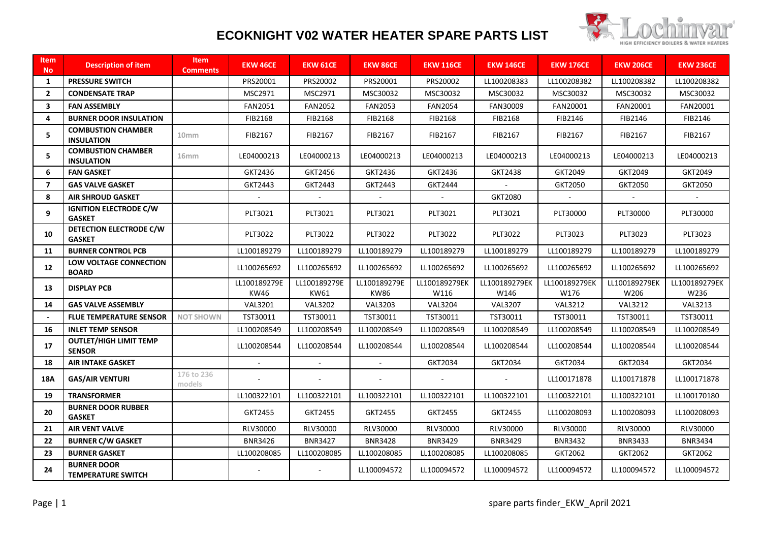# ECOKNIGHT V02 WATER HEATER SPARE PARTS LIST

| Item No | Description of item | Item Comments | EKW 46CE | EKW 61CE | EKW 86CE | EKW 116CE | EKW 146CE | EKW 176CE | EKW 206CE | EKW 236CE |
|---|---|---|---|---|---|---|---|---|---|---|
| 1 | **PRESSURE SWITCH** | | PRS20001 | PRS20002 | PRS20001 | PRS20002 | LL100208383 | LL100208382 | LL100208382 | LL100208382 |
| 2 | **CONDENSATE TRAP** | | MSC2971 | MSC2971 | MSC30032 | MSC30032 | MSC30032 | MSC30032 | MSC30032 | MSC30032 |
| 3 | **FAN ASSEMBLY** | | FAN2051 | FAN2052 | FAN2053 | FAN2054 | FAN30009 | FAN20001 | FAN20001 | FAN20001 |
| 4 | **BURNER DOOR INSULATION** | | FIB2168 | FIB2168 | FIB2168 | FIB2168 | FIB2168 | FIB2146 | FIB2146 | FIB2146 |
| 5 | **COMBUSTION CHAMBER INSULATION** | 10mm | FIB2167 | FIB2167 | FIB2167 | FIB2167 | FIB2167 | FIB2167 | FIB2167 | FIB2167 |
| 5 | **COMBUSTION CHAMBER INSULATION** | 16mm | LE04000213 | LE04000213 | LE04000213 | LE04000213 | LE04000213 | LE04000213 | LE04000213 | LE04000213 |
| 6 | **FAN GASKET** | | GKT2436 | GKT2456 | GKT2436 | GKT2436 | GKT2438 | GKT2049 | GKT2049 | GKT2049 |
| 7 | **GAS VALVE GASKET** | | GKT2443 | GKT2443 | GKT2443 | GKT2444 | - | GKT2050 | GKT2050 | GKT2050 |
| 8 | **AIR SHROUD GASKET** | | - | - | - | - | GKT2080 | - | - | - |
| 9 | **IGNITION ELECTRODE C/W GASKET** | | PLT3021 | PLT3021 | PLT3021 | PLT3021 | PLT3021 | PLT30000 | PLT30000 | PLT30000 |
| 10 | **DETECTION ELECTRODE C/W GASKET** | | PLT3022 | PLT3022 | PLT3022 | PLT3022 | PLT3022 | PLT3023 | PLT3023 | PLT3023 |
| 11 | **BURNER CONTROL PCB** | | LL100189279 | LL100189279 | LL100189279 | LL100189279 | LL100189279 | LL100189279 | LL100189279 | LL100189279 |
| 12 | **LOW VOLTAGE CONNECTION BOARD** | | LL100265692 | LL100265692 | LL100265692 | LL100265692 | LL100265692 | LL100265692 | LL100265692 | LL100265692 |
| 13 | **DISPLAY PCB** | | LL100189279E KW46 | LL100189279E KW61 | LL100189279E KW86 | LL100189279EK W116 | LL100189279EK W146 | LL100189279EK W176 | LL100189279EK W206 | LL100189279EK W236 |
| 14 | **GAS VALVE ASSEMBLY** | | VAL3201 | VAL3202 | VAL3203 | VAL3204 | VAL3207 | VAL3212 | VAL3212 | VAL3213 |
| - | **FLUE TEMPERATURE SENSOR** | NOT SHOWN | TST30011 | TST30011 | TST30011 | TST30011 | TST30011 | TST30011 | TST30011 | TST30011 |
| 16 | **INLET TEMP SENSOR** | | LL100208549 | LL100208549 | LL100208549 | LL100208549 | LL100208549 | LL100208549 | LL100208549 | LL100208549 |
| 17 | **OUTLET/HIGH LIMIT TEMP SENSOR** | | LL100208544 | LL100208544 | LL100208544 | LL100208544 | LL100208544 | LL100208544 | LL100208544 | LL100208544 |
| 18 | **AIR INTAKE GASKET** | | - | - | - | GKT2034 | GKT2034 | GKT2034 | GKT2034 | GKT2034 |
| 18A | **GAS/AIR VENTURI** | 176 to 236 models | - | - | - | - | - | LL100171878 | LL100171878 | LL100171878 |
| 19 | **TRANSFORMER** | | LL100322101 | LL100322101 | LL100322101 | LL100322101 | LL100322101 | LL100322101 | LL100322101 | LL100170180 |
| 20 | **BURNER DOOR RUBBER GASKET** | | GKT2455 | GKT2455 | GKT2455 | GKT2455 | GKT2455 | LL100208093 | LL100208093 | LL100208093 |
| 21 | **AIR VENT VALVE** | | RLV30000 | RLV30000 | RLV30000 | RLV30000 | RLV30000 | RLV30000 | RLV30000 | RLV30000 |
| 22 | **BURNER C/W GASKET** | | BNR3426 | BNR3427 | BNR3428 | BNR3429 | BNR3429 | BNR3432 | BNR3433 | BNR3434 |
| 23 | **BURNER GASKET** | | LL100208085 | LL100208085 | LL100208085 | LL100208085 | LL100208085 | GKT2062 | GKT2062 | GKT2062 |
| 24 | **BURNER DOOR TEMPERATURE SWITCH** | | - | - | LL100094572 | LL100094572 | LL100094572 | LL100094572 | LL100094572 | LL100094572 |

spare parts finder_EKW_April 2021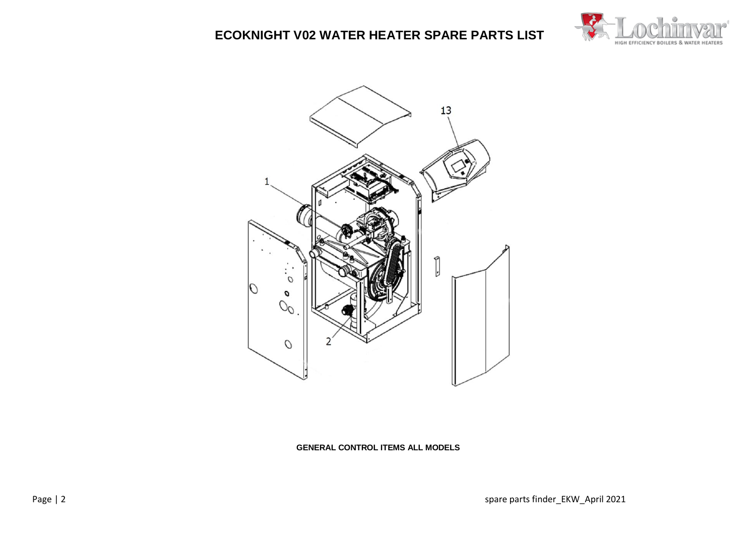# ECOKNIGHT V02 WATER HEATER SPARE PARTS LIST

**GENERAL CONTROL ITEMS ALL MODELS**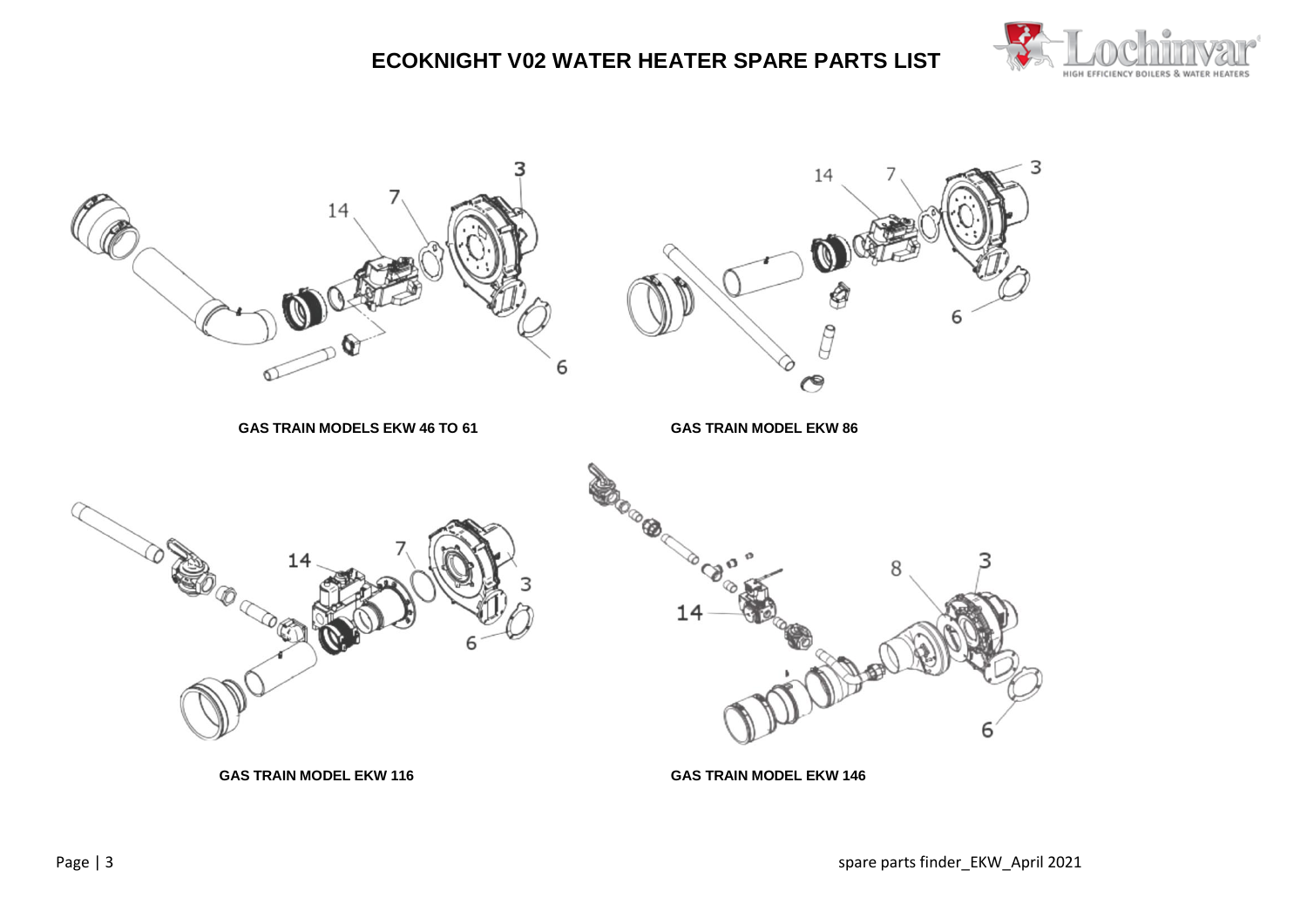# ECOKNIGHT V02 WATER HEATER SPARE PARTS LIST

3
14
7
6

**GAS TRAIN MODELS EKW 46 TO 61**

14
7
3
6

**GAS TRAIN MODEL EKW 86**

14
7
3
6

**GAS TRAIN MODEL EKW 116**

8
3
14
6

**GAS TRAIN MODEL EKW 146**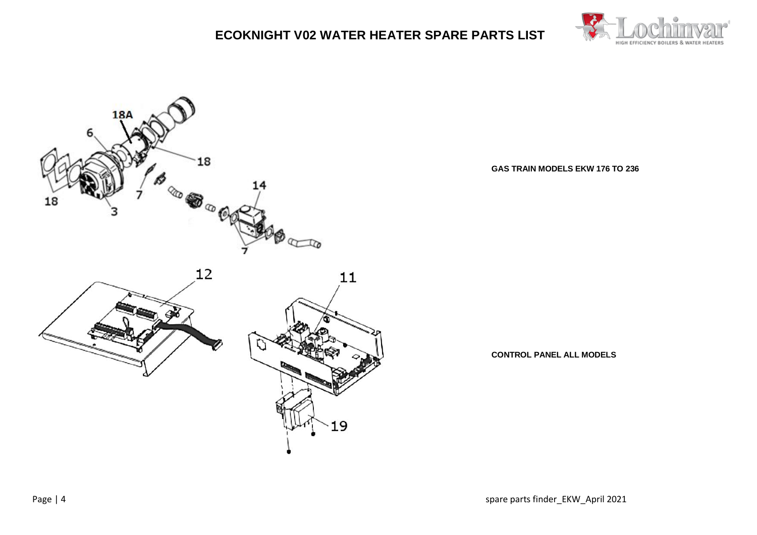# ECOKNIGHT V02 WATER HEATER SPARE PARTS LIST

**GAS TRAIN MODELS EKW 176 TO 236**

**CONTROL PANEL ALL MODELS**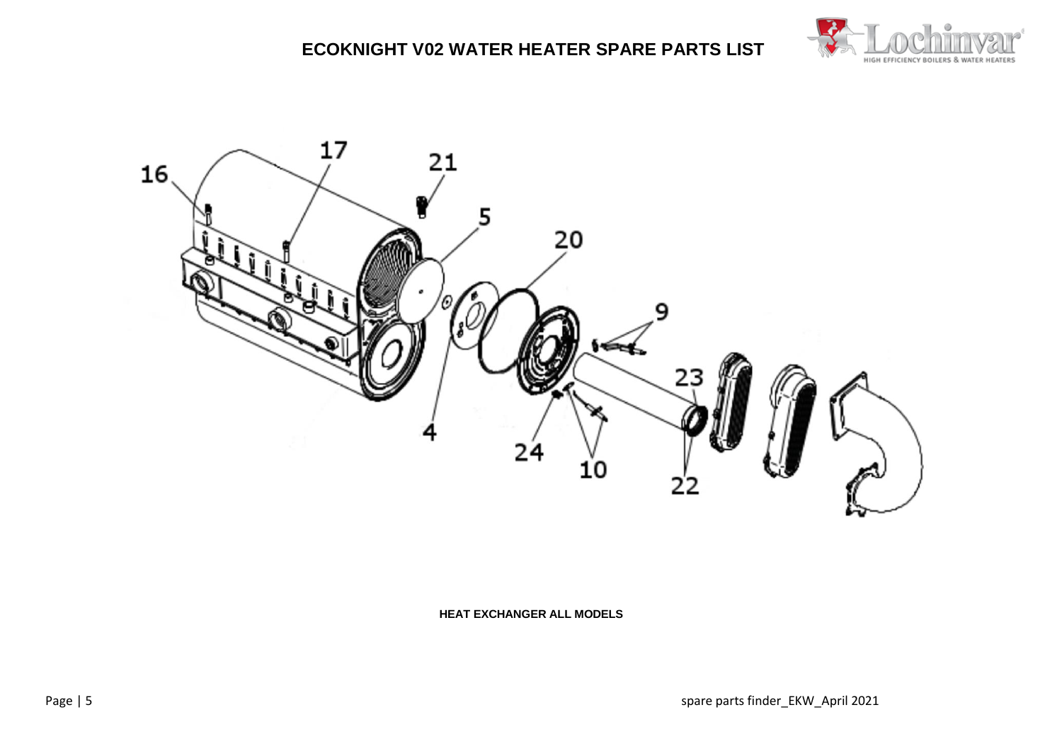# ECOKNIGHT V02 WATER HEATER SPARE PARTS LIST

16
17
21
5
20
9
23
4
24
10
22

HEAT EXCHANGER ALL MODELS